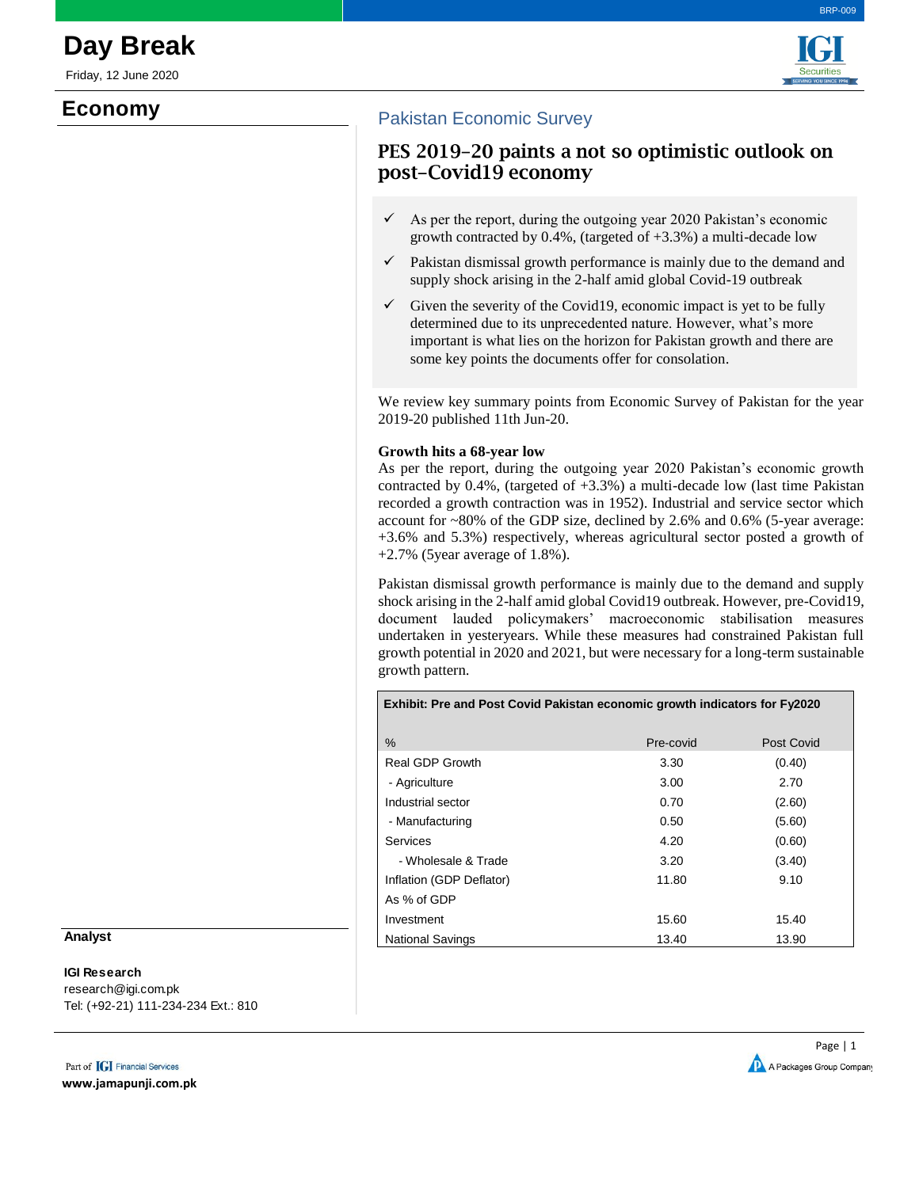# Day Break

Friday, 12 June 2020

## Economy

### Pakistan Economic Survey

## PES 2019-20 paints a not so optimistic outlook on post-Covid19 economy

- ✓ As per the report, during the outgoing year 2020 Pakistan's economic growth contracted by 0.4%, (targeted of +3.3%) a multi-decade low
- ✓ Pakistan dismissal growth performance is mainly due to the demand and supply shock arising in the 2-half amid global Covid-19 outbreak
- ✓ Given the severity of the Covid19, economic impact is yet to be fully determined due to its unprecedented nature. However, what's more important is what lies on the horizon for Pakistan growth and there are some key points the documents offer for consolation.

We review key summary points from Economic Survey of Pakistan for the year 2019-20 published 11th Jun-20.

**Growth hits a 68-year low**

As per the report, during the outgoing year 2020 Pakistan's economic growth contracted by 0.4%, (targeted of +3.3%) a multi-decade low (last time Pakistan recorded a growth contraction was in 1952). Industrial and service sector which account for ~80% of the GDP size, declined by 2.6% and 0.6% (5-year average: +3.6% and 5.3%) respectively, whereas agricultural sector posted a growth of +2.7% (5year average of 1.8%).

Pakistan dismissal growth performance is mainly due to the demand and supply shock arising in the 2-half amid global Covid19 outbreak. However, pre-Covid19, document lauded policymakers' macroeconomic stabilisation measures undertaken in yesteryears. While these measures had constrained Pakistan full growth potential in 2020 and 2021, but were necessary for a long-term sustainable growth pattern.

**Exhibit: Pre and Post Covid Pakistan economic growth indicators for Fy2020**

| % | Pre-covid | Post Covid |
|---|---|---|
| Real GDP Growth | 3.30 | (0.40) |
| - Agriculture | 3.00 | 2.70 |
| Industrial sector | 0.70 | (2.60) |
| - Manufacturing | 0.50 | (5.60) |
| Services | 4.20 | (0.60) |
| - Wholesale & Trade | 3.20 | (3.40) |
| Inflation (GDP Deflator) | 11.80 | 9.10 |
| As % of GDP | | |
| Investment | 15.60 | 15.40 |
| National Savings | 13.40 | 13.90 |

**Analyst**

**IGI Research**
research@igi.com.pk
Tel: (+92-21) 111-234-234 Ext.: 810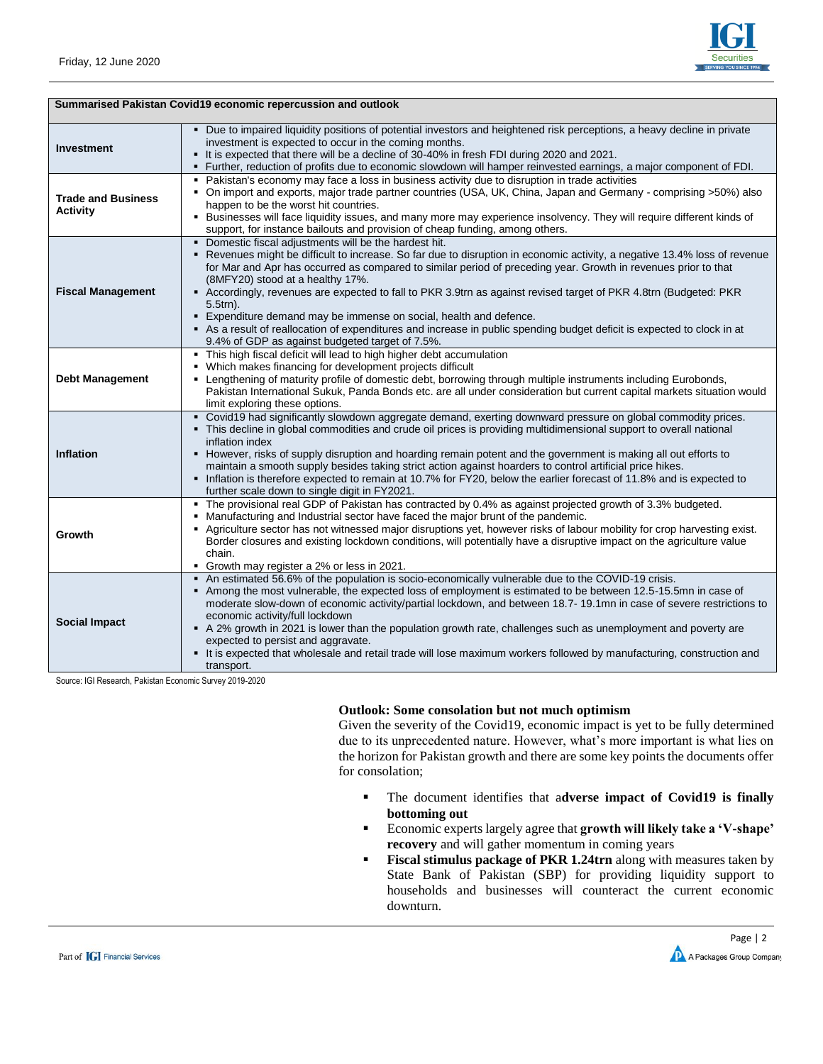| Summarised Pakistan Covid19 economic repercussion and outlook | |
|---|---|
| **Investment** | ▪ Due to impaired liquidity positions of potential investors and heightened risk perceptions, a heavy decline in private investment is expected to occur in the coming months.<br>▪ It is expected that there will be a decline of 30-40% in fresh FDI during 2020 and 2021.<br>▪ Further, reduction of profits due to economic slowdown will hamper reinvested earnings, a major component of FDI. |
| **Trade and Business Activity** | ▪ Pakistan's economy may face a loss in business activity due to disruption in trade activities<br>▪ On import and exports, major trade partner countries (USA, UK, China, Japan and Germany - comprising >50%) also happen to be the worst hit countries.<br>▪ Businesses will face liquidity issues, and many more may experience insolvency. They will require different kinds of support, for instance bailouts and provision of cheap funding, among others. |
| **Fiscal Management** | ▪ Domestic fiscal adjustments will be the hardest hit.<br>▪ Revenues might be difficult to increase. So far due to disruption in economic activity, a negative 13.4% loss of revenue for Mar and Apr has occurred as compared to similar period of preceding year. Growth in revenues prior to that (8MFY20) stood at a healthy 17%.<br>▪ Accordingly, revenues are expected to fall to PKR 3.9trn as against revised target of PKR 4.8trn (Budgeted: PKR 5.5trn).<br>▪ Expenditure demand may be immense on social, health and defence.<br>▪ As a result of reallocation of expenditures and increase in public spending budget deficit is expected to clock in at 9.4% of GDP as against budgeted target of 7.5%. |
| **Debt Management** | ▪ This high fiscal deficit will lead to high higher debt accumulation<br>▪ Which makes financing for development projects difficult<br>▪ Lengthening of maturity profile of domestic debt, borrowing through multiple instruments including Eurobonds, Pakistan International Sukuk, Panda Bonds etc. are all under consideration but current capital markets situation would limit exploring these options. |
| **Inflation** | ▪ Covid19 had significantly slowdown aggregate demand, exerting downward pressure on global commodity prices.<br>▪ This decline in global commodities and crude oil prices is providing multidimensional support to overall national inflation index<br>▪ However, risks of supply disruption and hoarding remain potent and the government is making all out efforts to maintain a smooth supply besides taking strict action against hoarders to control artificial price hikes.<br>▪ Inflation is therefore expected to remain at 10.7% for FY20, below the earlier forecast of 11.8% and is expected to further scale down to single digit in FY2021. |
| **Growth** | ▪ The provisional real GDP of Pakistan has contracted by 0.4% as against projected growth of 3.3% budgeted.<br>▪ Manufacturing and Industrial sector have faced the major brunt of the pandemic.<br>▪ Agriculture sector has not witnessed major disruptions yet, however risks of labour mobility for crop harvesting exist. Border closures and existing lockdown conditions, will potentially have a disruptive impact on the agriculture value chain.<br>▪ Growth may register a 2% or less in 2021. |
| **Social Impact** | ▪ An estimated 56.6% of the population is socio-economically vulnerable due to the COVID-19 crisis.<br>▪ Among the most vulnerable, the expected loss of employment is estimated to be between 12.5-15.5mn in case of moderate slow-down of economic activity/partial lockdown, and between 18.7- 19.1mn in case of severe restrictions to economic activity/full lockdown<br>▪ A 2% growth in 2021 is lower than the population growth rate, challenges such as unemployment and poverty are expected to persist and aggravate.<br>▪ It is expected that wholesale and retail trade will lose maximum workers followed by manufacturing, construction and transport. |

Source: IGI Research, Pakistan Economic Survey 2019-2020

**Outlook: Some consolation but not much optimism**

Given the severity of the Covid19, economic impact is yet to be fully determined due to its unprecedented nature. However, what's more important is what lies on the horizon for Pakistan growth and there are some key points the documents offer for consolation;

- The document identifies that a**dverse impact of Covid19 is finally bottoming out**
- Economic experts largely agree that **growth will likely take a 'V-shape' recovery** and will gather momentum in coming years
- **Fiscal stimulus package of PKR 1.24trn** along with measures taken by State Bank of Pakistan (SBP) for providing liquidity support to households and businesses will counteract the current economic downturn.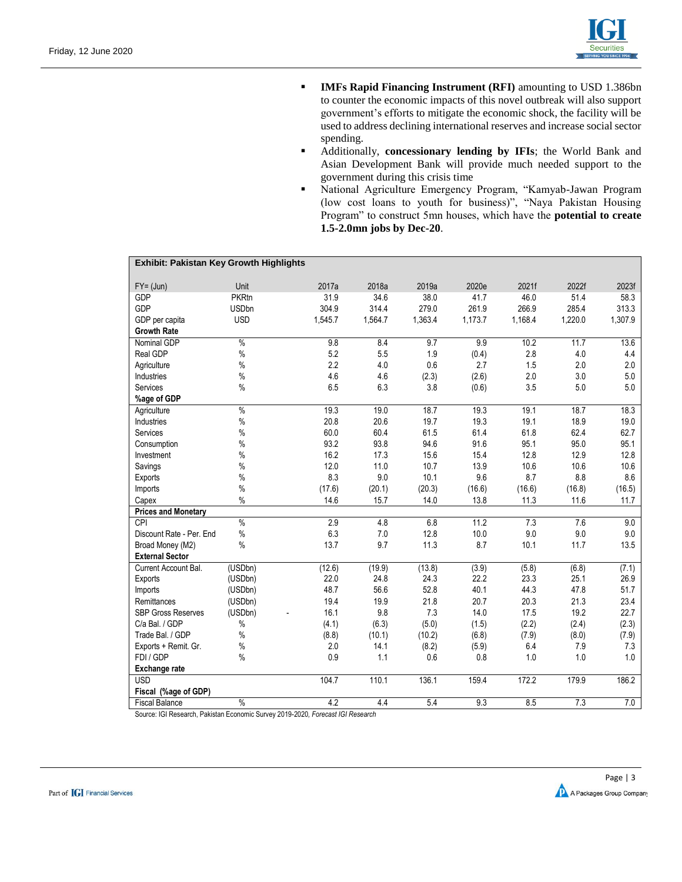- **IMFs Rapid Financing Instrument (RFI)** amounting to USD 1.386bn to counter the economic impacts of this novel outbreak will also support government's efforts to mitigate the economic shock, the facility will be used to address declining international reserves and increase social sector spending.
- Additionally, **concessionary lending by IFIs**; the World Bank and Asian Development Bank will provide much needed support to the government during this crisis time
- National Agriculture Emergency Program, "Kamyab-Jawan Program (low cost loans to youth for business)", "Naya Pakistan Housing Program" to construct 5mn houses, which have the **potential to create 1.5-2.0mn jobs by Dec-20**.

**Exhibit: Pakistan Key Growth Highlights**

| FY= (Jun) | Unit | 2017a | 2018a | 2019a | 2020e | 2021f | 2022f | 2023f |
|---|---|---|---|---|---|---|---|---|
| GDP | PKRtn | 31.9 | 34.6 | 38.0 | 41.7 | 46.0 | 51.4 | 58.3 |
| GDP | USDbn | 304.9 | 314.4 | 279.0 | 261.9 | 266.9 | 285.4 | 313.3 |
| GDP per capita | USD | 1,545.7 | 1,564.7 | 1,363.4 | 1,173.7 | 1,168.4 | 1,220.0 | 1,307.9 |
| **Growth Rate** | | | | | | | | |
| Nominal GDP | % | 9.8 | 8.4 | 9.7 | 9.9 | 10.2 | 11.7 | 13.6 |
| Real GDP | % | 5.2 | 5.5 | 1.9 | (0.4) | 2.8 | 4.0 | 4.4 |
| Agriculture | % | 2.2 | 4.0 | 0.6 | 2.7 | 1.5 | 2.0 | 2.0 |
| Industries | % | 4.6 | 4.6 | (2.3) | (2.6) | 2.0 | 3.0 | 5.0 |
| Services | % | 6.5 | 6.3 | 3.8 | (0.6) | 3.5 | 5.0 | 5.0 |
| **%age of GDP** | | | | | | | | |
| Agriculture | % | 19.3 | 19.0 | 18.7 | 19.3 | 19.1 | 18.7 | 18.3 |
| Industries | % | 20.8 | 20.6 | 19.7 | 19.3 | 19.1 | 18.9 | 19.0 |
| Services | % | 60.0 | 60.4 | 61.5 | 61.4 | 61.8 | 62.4 | 62.7 |
| Consumption | % | 93.2 | 93.8 | 94.6 | 91.6 | 95.1 | 95.0 | 95.1 |
| Investment | % | 16.2 | 17.3 | 15.6 | 15.4 | 12.8 | 12.9 | 12.8 |
| Savings | % | 12.0 | 11.0 | 10.7 | 13.9 | 10.6 | 10.6 | 10.6 |
| Exports | % | 8.3 | 9.0 | 10.1 | 9.6 | 8.7 | 8.8 | 8.6 |
| Imports | % | (17.6) | (20.1) | (20.3) | (16.6) | (16.6) | (16.8) | (16.5) |
| Capex | % | 14.6 | 15.7 | 14.0 | 13.8 | 11.3 | 11.6 | 11.7 |
| **Prices and Monetary** | | | | | | | | |
| CPI | % | 2.9 | 4.8 | 6.8 | 11.2 | 7.3 | 7.6 | 9.0 |
| Discount Rate - Per. End | % | 6.3 | 7.0 | 12.8 | 10.0 | 9.0 | 9.0 | 9.0 |
| Broad Money (M2) | % | 13.7 | 9.7 | 11.3 | 8.7 | 10.1 | 11.7 | 13.5 |
| **External Sector** | | | | | | | | |
| Current Account Bal. | (USDbn) | (12.6) | (19.9) | (13.8) | (3.9) | (5.8) | (6.8) | (7.1) |
| Exports | (USDbn) | 22.0 | 24.8 | 24.3 | 22.2 | 23.3 | 25.1 | 26.9 |
| Imports | (USDbn) | 48.7 | 56.6 | 52.8 | 40.1 | 44.3 | 47.8 | 51.7 |
| Remittances | (USDbn) | 19.4 | 19.9 | 21.8 | 20.7 | 20.3 | 21.3 | 23.4 |
| SBP Gross Reserves | (USDbn) | 16.1 | 9.8 | 7.3 | 14.0 | 17.5 | 19.2 | 22.7 |
| C/a Bal. / GDP | % | (4.1) | (6.3) | (5.0) | (1.5) | (2.2) | (2.4) | (2.3) |
| Trade Bal. / GDP | % | (8.8) | (10.1) | (10.2) | (6.8) | (7.9) | (8.0) | (7.9) |
| Exports + Remit. Gr. | % | 2.0 | 14.1 | (8.2) | (5.9) | 6.4 | 7.9 | 7.3 |
| FDI / GDP | % | 0.9 | 1.1 | 0.6 | 0.8 | 1.0 | 1.0 | 1.0 |
| **Exchange rate** | | | | | | | | |
| USD | | 104.7 | 110.1 | 136.1 | 159.4 | 172.2 | 179.9 | 186.2 |
| **Fiscal (%age of GDP)** | | | | | | | | |
| Fiscal Balance | % | 4.2 | 4.4 | 5.4 | 9.3 | 8.5 | 7.3 | 7.0 |

Source: IGI Research, Pakistan Economic Survey 2019-2020, *Forecast IGI Research*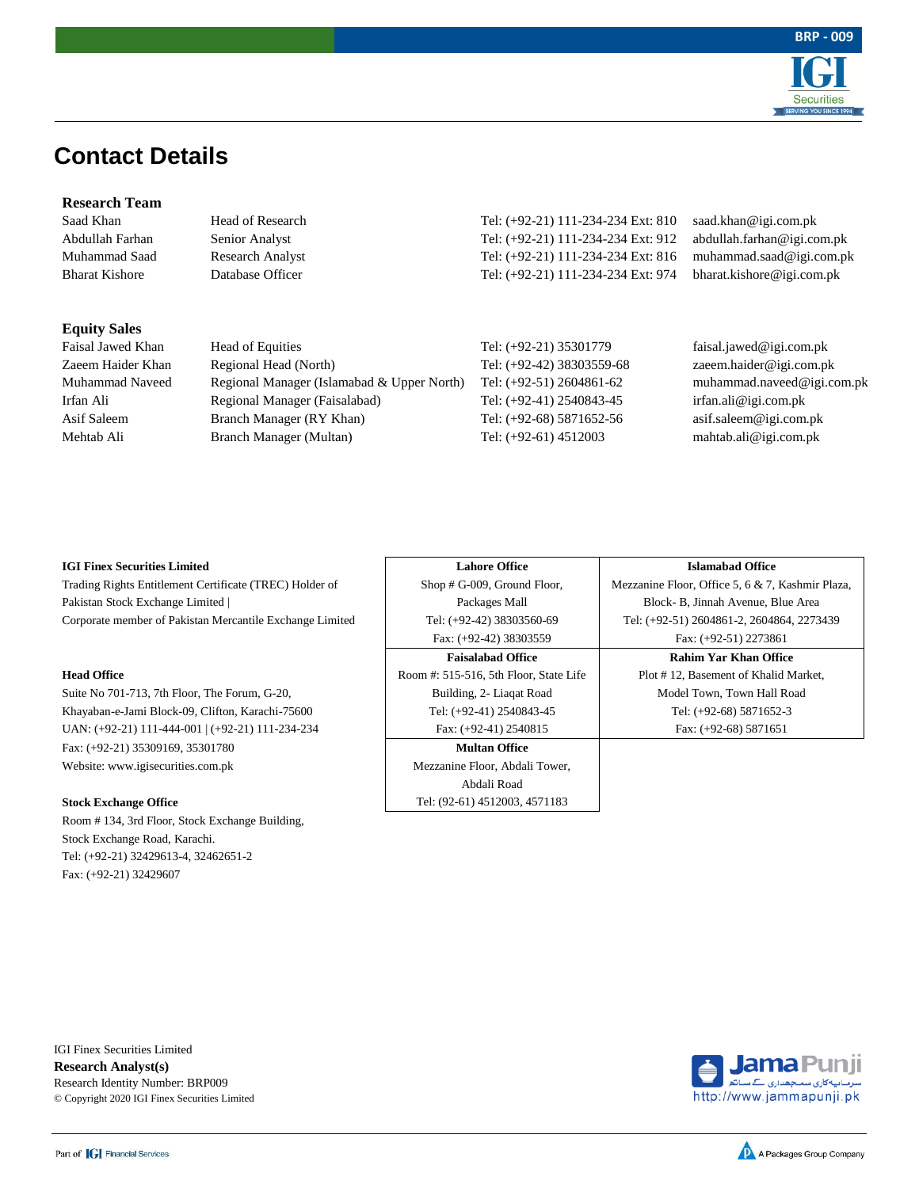# Contact Details

**Research Team**

| | | | |
|---|---|---|---|
| Saad Khan | Head of Research | Tel: (+92-21) 111-234-234 Ext: 810 | saad.khan@igi.com.pk |
| Abdullah Farhan | Senior Analyst | Tel: (+92-21) 111-234-234 Ext: 912 | abdullah.farhan@igi.com.pk |
| Muhammad Saad | Research Analyst | Tel: (+92-21) 111-234-234 Ext: 816 | muhammad.saad@igi.com.pk |
| Bharat Kishore | Database Officer | Tel: (+92-21) 111-234-234 Ext: 974 | bharat.kishore@igi.com.pk |

**Equity Sales**

| | | | |
|---|---|---|---|
| Faisal Jawed Khan | Head of Equities | Tel: (+92-21) 35301779 | faisal.jawed@igi.com.pk |
| Zaeem Haider Khan | Regional Head (North) | Tel: (+92-42) 38303559-68 | zaeem.haider@igi.com.pk |
| Muhammad Naveed | Regional Manager (Islamabad & Upper North) | Tel: (+92-51) 2604861-62 | muhammad.naveed@igi.com.pk |
| Irfan Ali | Regional Manager (Faisalabad) | Tel: (+92-41) 2540843-45 | irfan.ali@igi.com.pk |
| Asif Saleem | Branch Manager (RY Khan) | Tel: (+92-68) 5871652-56 | asif.saleem@igi.com.pk |
| Mehtab Ali | Branch Manager (Multan) | Tel: (+92-61) 4512003 | mahtab.ali@igi.com.pk |

**IGI Finex Securities Limited**
Trading Rights Entitlement Certificate (TREC) Holder of Pakistan Stock Exchange Limited |
Corporate member of Pakistan Mercantile Exchange Limited

**Head Office**
Suite No 701-713, 7th Floor, The Forum, G-20,
Khayaban-e-Jami Block-09, Clifton, Karachi-75600
UAN: (+92-21) 111-444-001 | (+92-21) 111-234-234
Fax: (+92-21) 35309169, 35301780
Website: www.igisecurities.com.pk

**Stock Exchange Office**
Room # 134, 3rd Floor, Stock Exchange Building,
Stock Exchange Road, Karachi.
Tel: (+92-21) 32429613-4, 32462651-2
Fax: (+92-21) 32429607

| **Lahore Office** | **Islamabad Office** |
|---|---|
| Shop # G-009, Ground Floor, Packages Mall<br>Tel: (+92-42) 38303560-69<br>Fax: (+92-42) 38303559 | Mezzanine Floor, Office 5, 6 & 7, Kashmir Plaza, Block- B, Jinnah Avenue, Blue Area<br>Tel: (+92-51) 2604861-2, 2604864, 2273439<br>Fax: (+92-51) 2273861 |
| **Faisalabad Office** | **Rahim Yar Khan Office** |
| Room #: 515-516, 5th Floor, State Life Building, 2- Liaqat Road<br>Tel: (+92-41) 2540843-45<br>Fax: (+92-41) 2540815 | Plot # 12, Basement of Khalid Market, Model Town, Town Hall Road<br>Tel: (+92-68) 5871652-3<br>Fax: (+92-68) 5871651 |
| **Multan Office** | |
| Mezzanine Floor, Abdali Tower, Abdali Road<br>Tel: (92-61) 4512003, 4571183 | |

IGI Finex Securities Limited
**Research Analyst(s)**
Research Identity Number: BRP009
© Copyright 2020 IGI Finex Securities Limited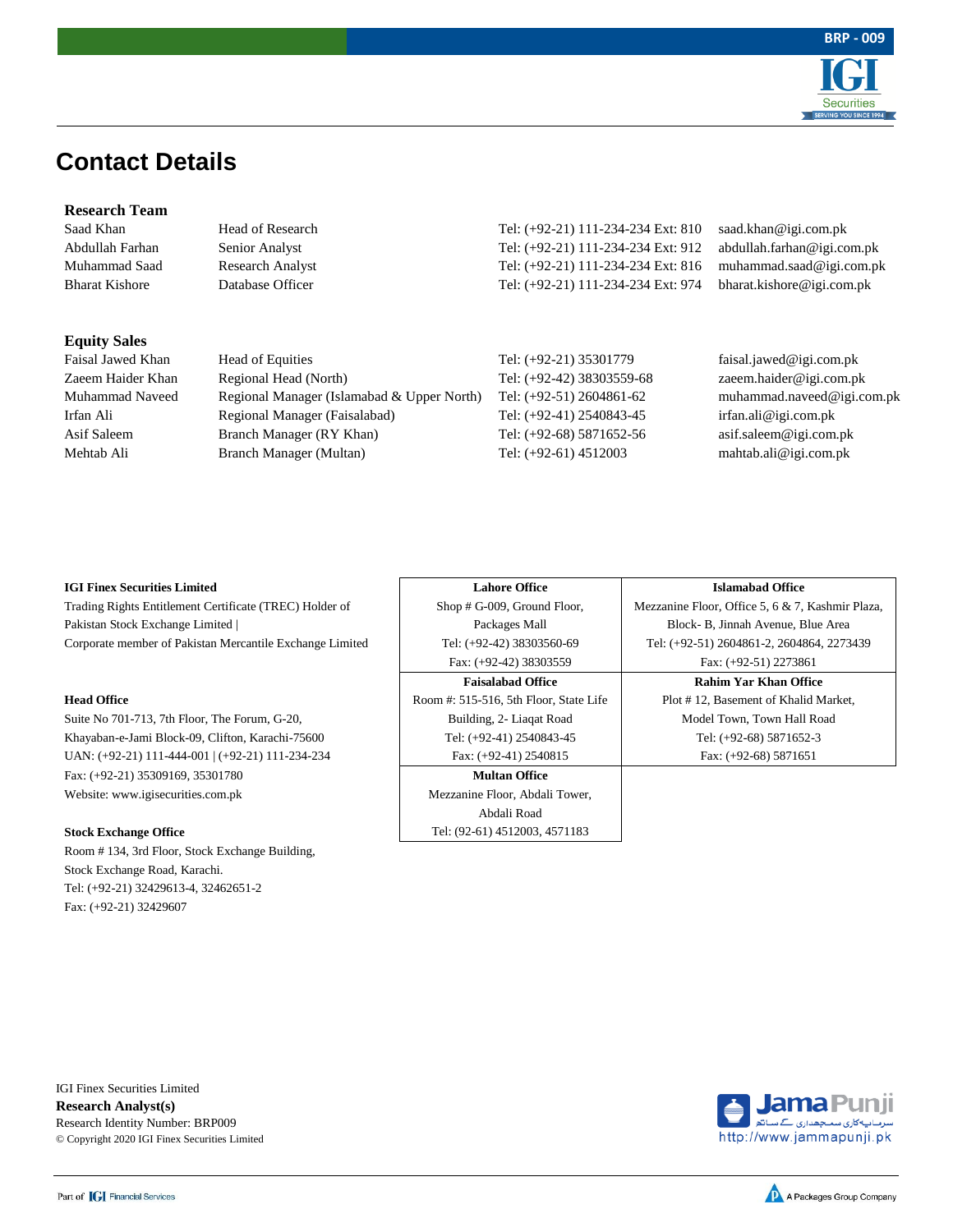# Contact Details

### Research Team

| | | | |
|---|---|---|---|
| Saad Khan | Head of Research | Tel: (+92-21) 111-234-234 Ext: 810 | saad.khan@igi.com.pk |
| Abdullah Farhan | Senior Analyst | Tel: (+92-21) 111-234-234 Ext: 912 | abdullah.farhan@igi.com.pk |
| Muhammad Saad | Research Analyst | Tel: (+92-21) 111-234-234 Ext: 816 | muhammad.saad@igi.com.pk |
| Bharat Kishore | Database Officer | Tel: (+92-21) 111-234-234 Ext: 974 | bharat.kishore@igi.com.pk |

### Equity Sales

| | | | |
|---|---|---|---|
| Faisal Jawed Khan | Head of Equities | Tel: (+92-21) 35301779 | faisal.jawed@igi.com.pk |
| Zaeem Haider Khan | Regional Head (North) | Tel: (+92-42) 38303559-68 | zaeem.haider@igi.com.pk |
| Muhammad Naveed | Regional Manager (Islamabad & Upper North) | Tel: (+92-51) 2604861-62 | muhammad.naveed@igi.com.pk |
| Irfan Ali | Regional Manager (Faisalabad) | Tel: (+92-41) 2540843-45 | irfan.ali@igi.com.pk |
| Asif Saleem | Branch Manager (RY Khan) | Tel: (+92-68) 5871652-56 | asif.saleem@igi.com.pk |
| Mehtab Ali | Branch Manager (Multan) | Tel: (+92-61) 4512003 | mahtab.ali@igi.com.pk |

**IGI Finex Securities Limited**
Trading Rights Entitlement Certificate (TREC) Holder of Pakistan Stock Exchange Limited |
Corporate member of Pakistan Mercantile Exchange Limited

**Head Office**
Suite No 701-713, 7th Floor, The Forum, G-20,
Khayaban-e-Jami Block-09, Clifton, Karachi-75600
UAN: (+92-21) 111-444-001 | (+92-21) 111-234-234
Fax: (+92-21) 35309169, 35301780
Website: www.igisecurities.com.pk

**Stock Exchange Office**
Room # 134, 3rd Floor, Stock Exchange Building,
Stock Exchange Road, Karachi.
Tel: (+92-21) 32429613-4, 32462651-2
Fax: (+92-21) 32429607

| **Lahore Office** | **Islamabad Office** |
|---|---|
| Shop # G-009, Ground Floor, Packages Mall<br>Tel: (+92-42) 38303560-69<br>Fax: (+92-42) 38303559 | Mezzanine Floor, Office 5, 6 & 7, Kashmir Plaza, Block- B, Jinnah Avenue, Blue Area<br>Tel: (+92-51) 2604861-2, 2604864, 2273439<br>Fax: (+92-51) 2273861 |
| **Faisalabad Office** | **Rahim Yar Khan Office** |
| Room #: 515-516, 5th Floor, State Life Building, 2- Liaqat Road<br>Tel: (+92-41) 2540843-45<br>Fax: (+92-41) 2540815 | Plot # 12, Basement of Khalid Market, Model Town, Town Hall Road<br>Tel: (+92-68) 5871652-3<br>Fax: (+92-68) 5871651 |
| **Multan Office** | |
| Mezzanine Floor, Abdali Tower, Abdali Road<br>Tel: (92-61) 4512003, 4571183 | |

IGI Finex Securities Limited
**Research Analyst(s)**
Research Identity Number: BRP009
© Copyright 2020 IGI Finex Securities Limited